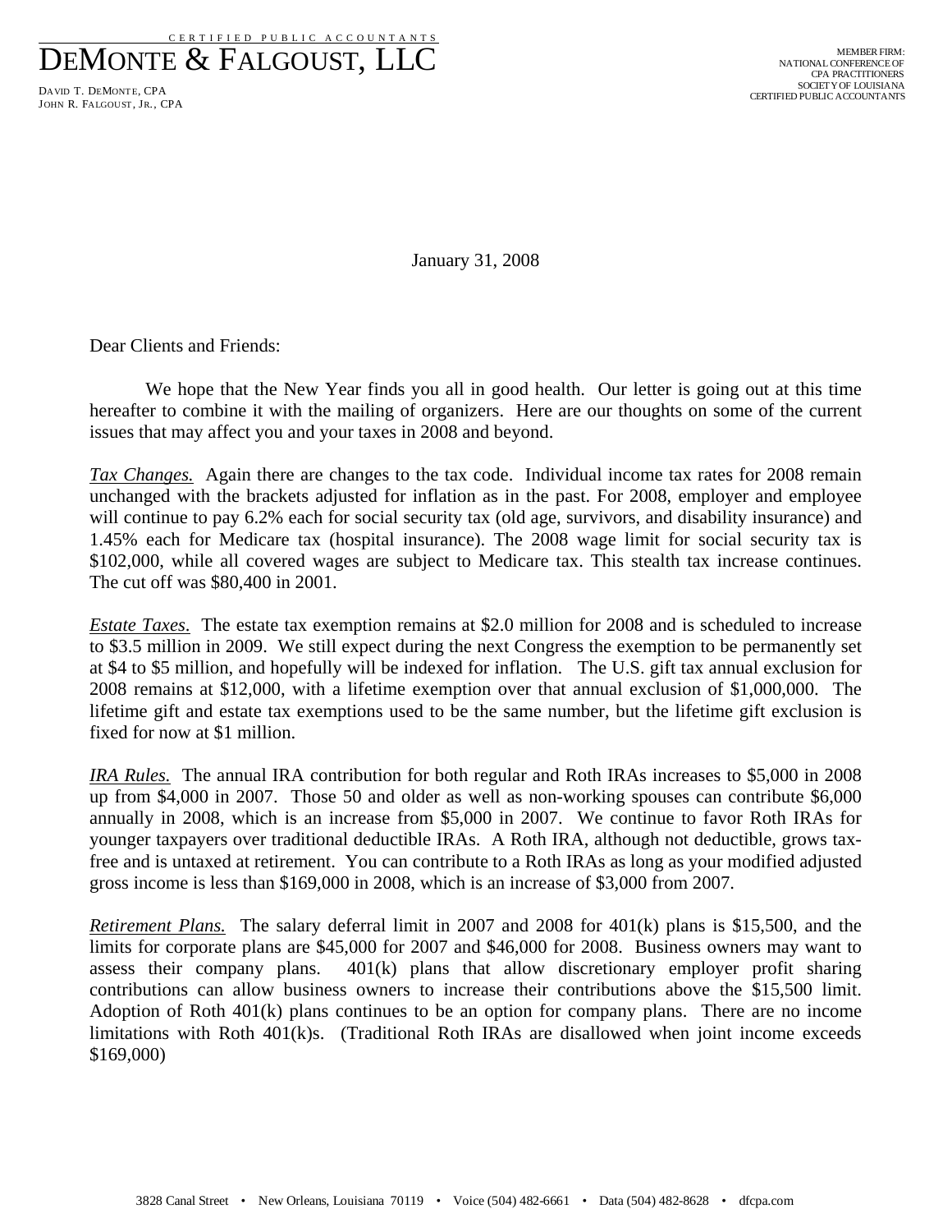CERTIFIED PUBLIC ACCOUNTANTS

# DEMONTE & FALGOUST, LLC

DAVID T. DEMONTE, CPA
JOHN R. FALGOUST, JR., CPA

MEMBER FIRM:
NATIONAL CONFERENCE OF
CPA PRACTITIONERS
SOCIETY OF LOUISIANA
CERTIFIED PUBLIC ACCOUNTANTS

January 31, 2008

Dear Clients and Friends:

We hope that the New Year finds you all in good health. Our letter is going out at this time hereafter to combine it with the mailing of organizers. Here are our thoughts on some of the current issues that may affect you and your taxes in 2008 and beyond.

*Tax Changes.* Again there are changes to the tax code. Individual income tax rates for 2008 remain unchanged with the brackets adjusted for inflation as in the past. For 2008, employer and employee will continue to pay 6.2% each for social security tax (old age, survivors, and disability insurance) and 1.45% each for Medicare tax (hospital insurance). The 2008 wage limit for social security tax is $102,000, while all covered wages are subject to Medicare tax. This stealth tax increase continues. The cut off was $80,400 in 2001.

*Estate Taxes*. The estate tax exemption remains at $2.0 million for 2008 and is scheduled to increase to $3.5 million in 2009. We still expect during the next Congress the exemption to be permanently set at $4 to $5 million, and hopefully will be indexed for inflation. The U.S. gift tax annual exclusion for 2008 remains at $12,000, with a lifetime exemption over that annual exclusion of $1,000,000. The lifetime gift and estate tax exemptions used to be the same number, but the lifetime gift exclusion is fixed for now at $1 million.

*IRA Rules.* The annual IRA contribution for both regular and Roth IRAs increases to $5,000 in 2008 up from $4,000 in 2007. Those 50 and older as well as non-working spouses can contribute $6,000 annually in 2008, which is an increase from $5,000 in 2007. We continue to favor Roth IRAs for younger taxpayers over traditional deductible IRAs. A Roth IRA, although not deductible, grows tax-free and is untaxed at retirement. You can contribute to a Roth IRAs as long as your modified adjusted gross income is less than $169,000 in 2008, which is an increase of $3,000 from 2007.

*Retirement Plans.* The salary deferral limit in 2007 and 2008 for 401(k) plans is $15,500, and the limits for corporate plans are $45,000 for 2007 and $46,000 for 2008. Business owners may want to assess their company plans. 401(k) plans that allow discretionary employer profit sharing contributions can allow business owners to increase their contributions above the $15,500 limit. Adoption of Roth 401(k) plans continues to be an option for company plans. There are no income limitations with Roth 401(k)s. (Traditional Roth IRAs are disallowed when joint income exceeds $169,000)

3828 Canal Street • New Orleans, Louisiana 70119 • Voice (504) 482-6661 • Data (504) 482-8628 • dfcpa.com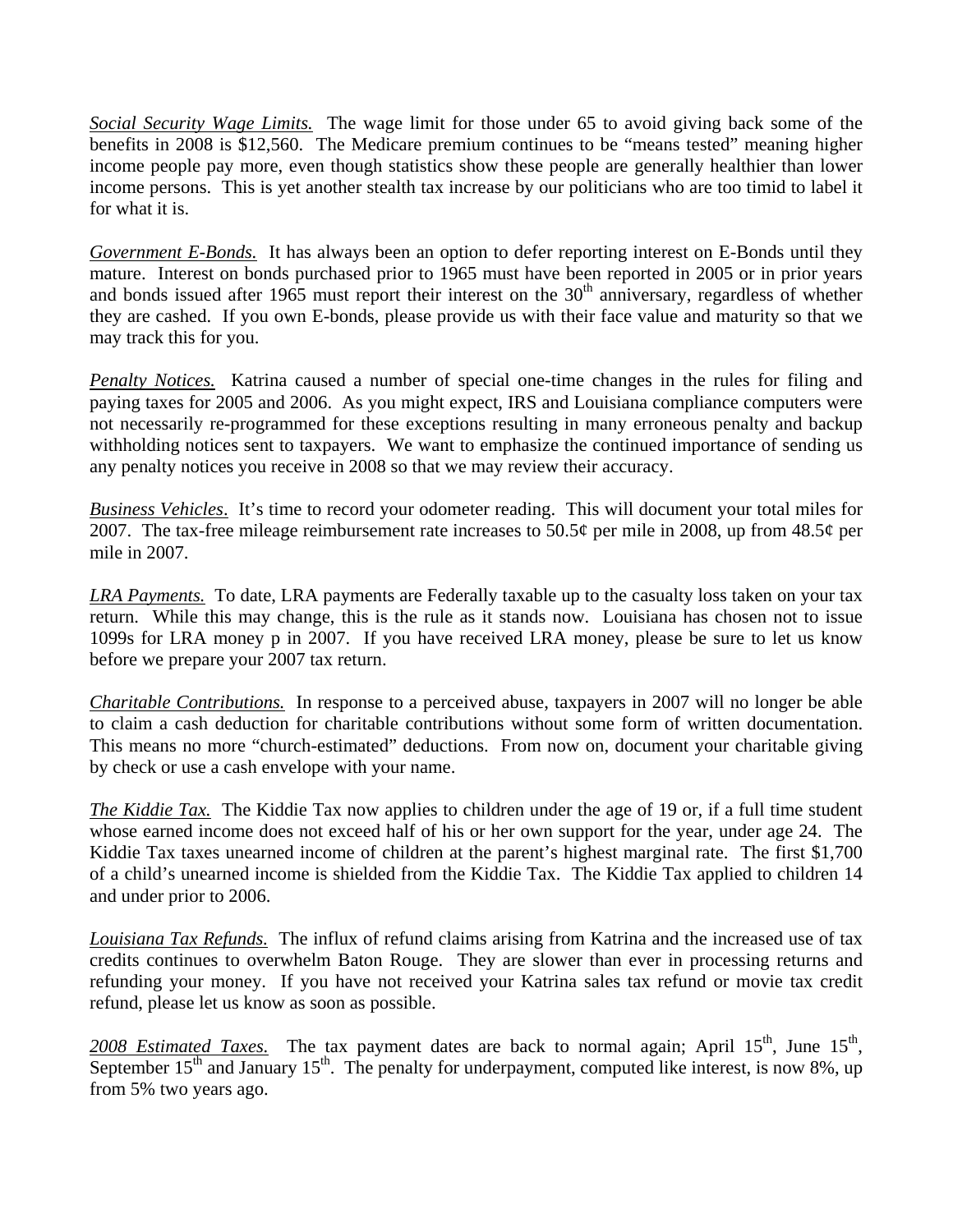*<u>Social Security Wage Limits.</u>* The wage limit for those under 65 to avoid giving back some of the benefits in 2008 is $12,560. The Medicare premium continues to be "means tested" meaning higher income people pay more, even though statistics show these people are generally healthier than lower income persons. This is yet another stealth tax increase by our politicians who are too timid to label it for what it is.

*<u>Government E-Bonds.</u>* It has always been an option to defer reporting interest on E-Bonds until they mature. Interest on bonds purchased prior to 1965 must have been reported in 2005 or in prior years and bonds issued after 1965 must report their interest on the 30th anniversary, regardless of whether they are cashed. If you own E-bonds, please provide us with their face value and maturity so that we may track this for you.

*<u>Penalty Notices.</u>* Katrina caused a number of special one-time changes in the rules for filing and paying taxes for 2005 and 2006. As you might expect, IRS and Louisiana compliance computers were not necessarily re-programmed for these exceptions resulting in many erroneous penalty and backup withholding notices sent to taxpayers. We want to emphasize the continued importance of sending us any penalty notices you receive in 2008 so that we may review their accuracy.

*<u>Business Vehicles</u>*. It's time to record your odometer reading. This will document your total miles for 2007. The tax-free mileage reimbursement rate increases to 50.5¢ per mile in 2008, up from 48.5¢ per mile in 2007.

*<u>LRA Payments.</u>* To date, LRA payments are Federally taxable up to the casualty loss taken on your tax return. While this may change, this is the rule as it stands now. Louisiana has chosen not to issue 1099s for LRA money p in 2007. If you have received LRA money, please be sure to let us know before we prepare your 2007 tax return.

*<u>Charitable Contributions.</u>* In response to a perceived abuse, taxpayers in 2007 will no longer be able to claim a cash deduction for charitable contributions without some form of written documentation. This means no more "church-estimated" deductions. From now on, document your charitable giving by check or use a cash envelope with your name.

*<u>The Kiddie Tax.</u>* The Kiddie Tax now applies to children under the age of 19 or, if a full time student whose earned income does not exceed half of his or her own support for the year, under age 24. The Kiddie Tax taxes unearned income of children at the parent's highest marginal rate. The first $1,700 of a child's unearned income is shielded from the Kiddie Tax. The Kiddie Tax applied to children 14 and under prior to 2006.

*<u>Louisiana Tax Refunds.</u>* The influx of refund claims arising from Katrina and the increased use of tax credits continues to overwhelm Baton Rouge. They are slower than ever in processing returns and refunding your money. If you have not received your Katrina sales tax refund or movie tax credit refund, please let us know as soon as possible.

***<u>2008 Estimated Taxes.</u>*** The tax payment dates are back to normal again; April 15th, June 15th, September 15th and January 15th. The penalty for underpayment, computed like interest, is now 8%, up from 5% two years ago.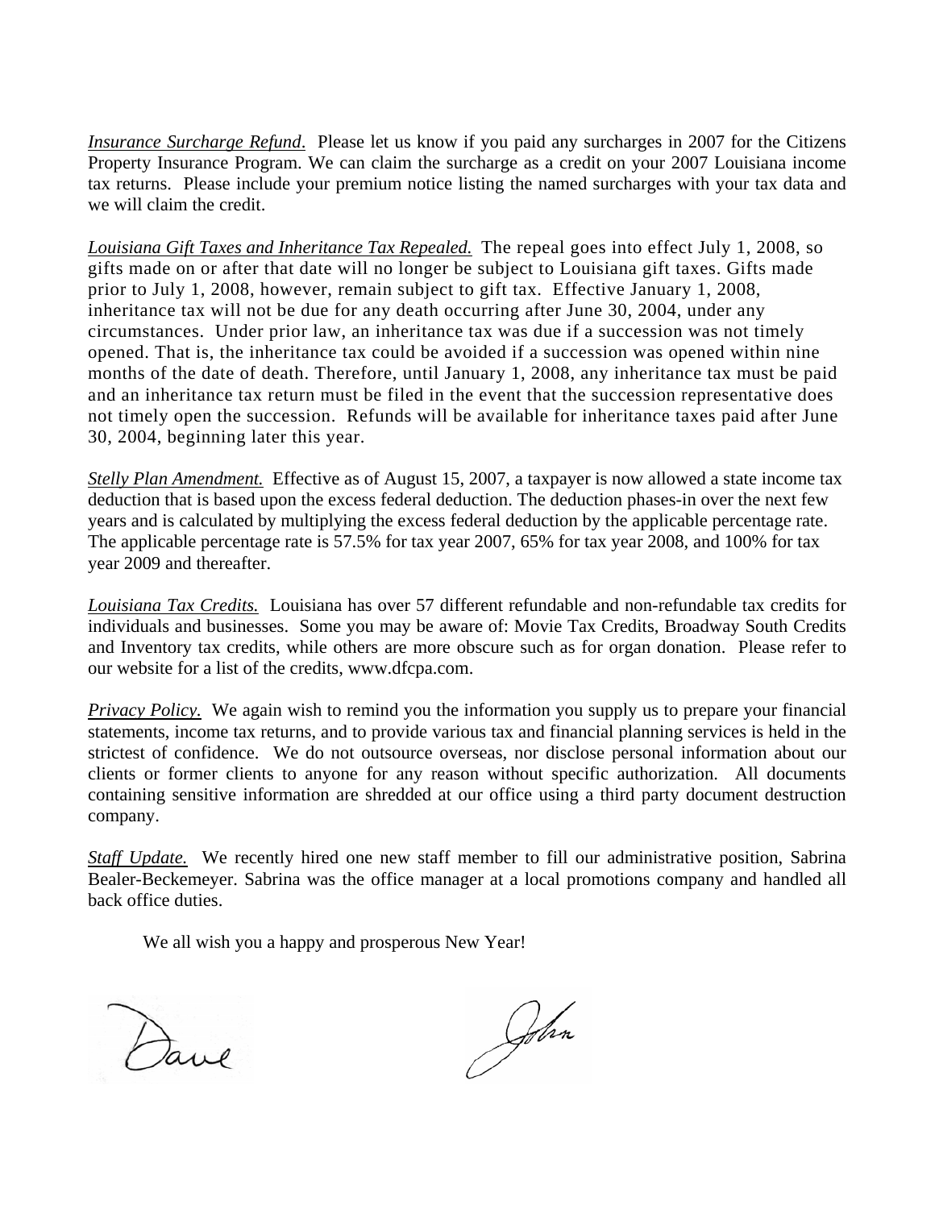*Insurance Surcharge Refund*. Please let us know if you paid any surcharges in 2007 for the Citizens Property Insurance Program. We can claim the surcharge as a credit on your 2007 Louisiana income tax returns. Please include your premium notice listing the named surcharges with your tax data and we will claim the credit.

*Louisiana Gift Taxes and Inheritance Tax Repealed.* The repeal goes into effect July 1, 2008, so gifts made on or after that date will no longer be subject to Louisiana gift taxes. Gifts made prior to July 1, 2008, however, remain subject to gift tax. Effective January 1, 2008, inheritance tax will not be due for any death occurring after June 30, 2004, under any circumstances. Under prior law, an inheritance tax was due if a succession was not timely opened. That is, the inheritance tax could be avoided if a succession was opened within nine months of the date of death. Therefore, until January 1, 2008, any inheritance tax must be paid and an inheritance tax return must be filed in the event that the succession representative does not timely open the succession. Refunds will be available for inheritance taxes paid after June 30, 2004, beginning later this year.

*Stelly Plan Amendment.* Effective as of August 15, 2007, a taxpayer is now allowed a state income tax deduction that is based upon the excess federal deduction. The deduction phases-in over the next few years and is calculated by multiplying the excess federal deduction by the applicable percentage rate. The applicable percentage rate is 57.5% for tax year 2007, 65% for tax year 2008, and 100% for tax year 2009 and thereafter.

*Louisiana Tax Credits.* Louisiana has over 57 different refundable and non-refundable tax credits for individuals and businesses. Some you may be aware of: Movie Tax Credits, Broadway South Credits and Inventory tax credits, while others are more obscure such as for organ donation. Please refer to our website for a list of the credits, www.dfcpa.com.

*Privacy Policy.* We again wish to remind you the information you supply us to prepare your financial statements, income tax returns, and to provide various tax and financial planning services is held in the strictest of confidence. We do not outsource overseas, nor disclose personal information about our clients or former clients to anyone for any reason without specific authorization. All documents containing sensitive information are shredded at our office using a third party document destruction company.

*Staff Update.* We recently hired one new staff member to fill our administrative position, Sabrina Bealer-Beckemeyer. Sabrina was the office manager at a local promotions company and handled all back office duties.

We all wish you a happy and prosperous New Year!

Dave John